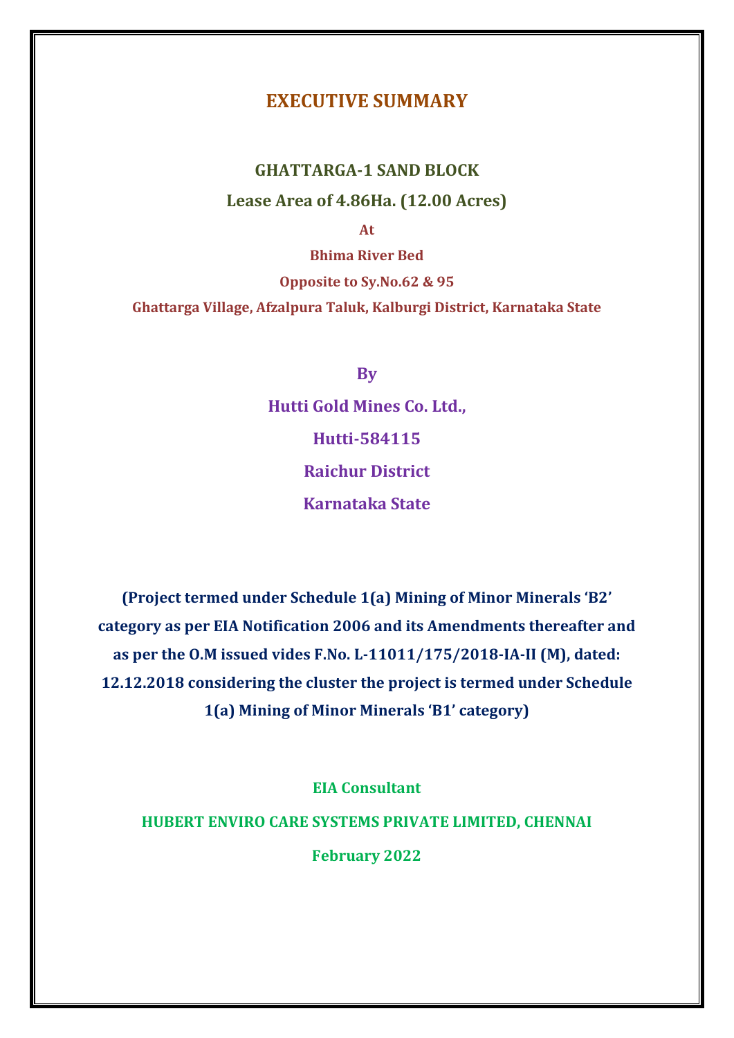# EXECUTIVE SUMMARY

## GHATTARGA-1 SAND BLOCK

## Lease Area of 4.86Ha. (12.00 Acres)

**At**

**Bhima River Bed**

**Opposite to Sy.No.62 & 95**

**Ghattarga Village, Afzalpura Taluk, Kalburgi District, Karnataka State**

**By**

**Hutti Gold Mines Co. Ltd.,**

**Hutti-584115**

**Raichur District**

**Karnataka State**

**(Project termed under Schedule 1(a) Mining of Minor Minerals 'B2' category as per EIA Notification 2006 and its Amendments thereafter and as per the O.M issued vides F.No. L-11011/175/2018-IA-II (M), dated: 12.12.2018 considering the cluster the project is termed under Schedule 1(a) Mining of Minor Minerals 'B1' category)**

**EIA Consultant**

**HUBERT ENVIRO CARE SYSTEMS PRIVATE LIMITED, CHENNAI**

**February 2022**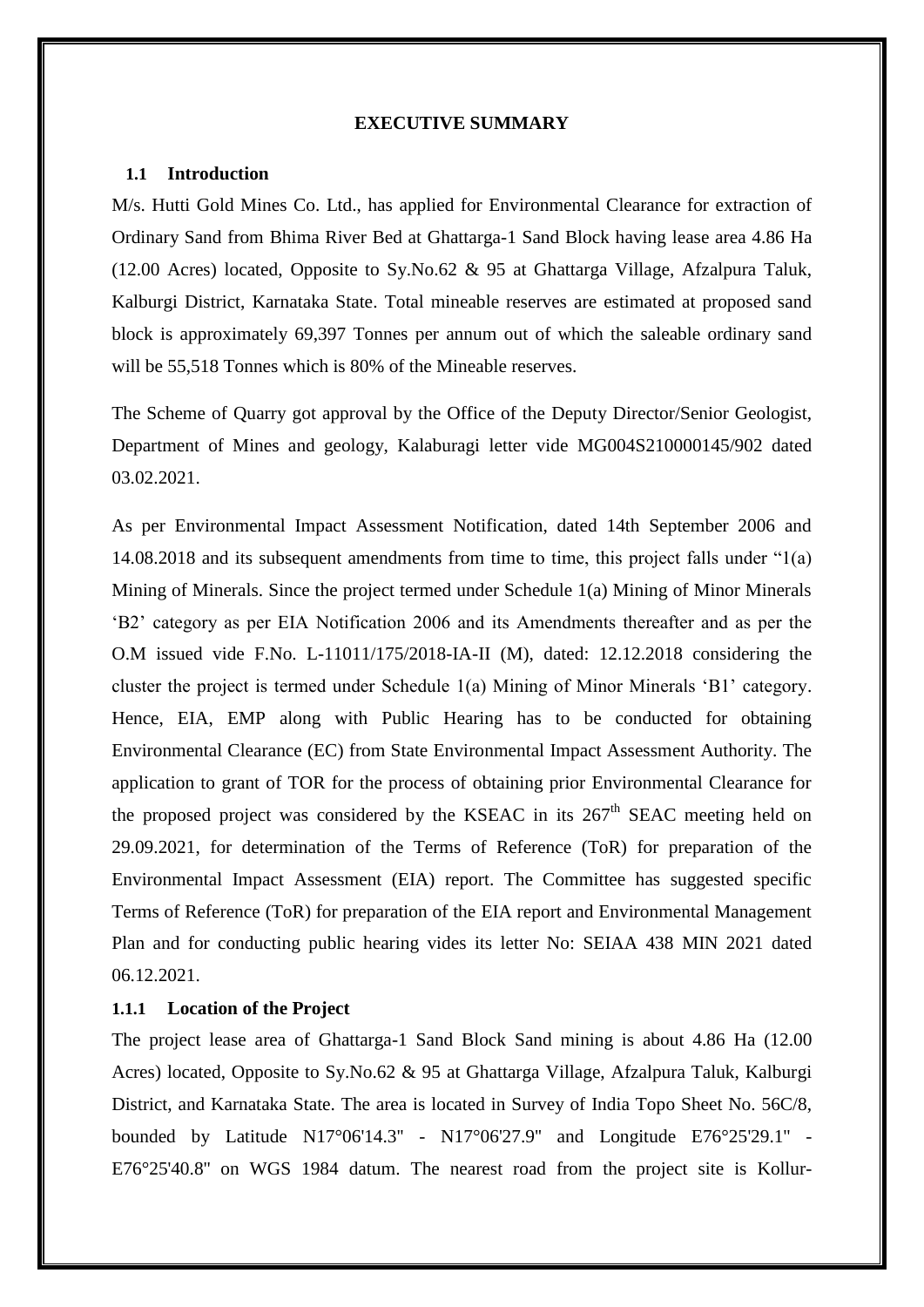# EXECUTIVE SUMMARY

## 1.1 Introduction

M/s. Hutti Gold Mines Co. Ltd., has applied for Environmental Clearance for extraction of Ordinary Sand from Bhima River Bed at Ghattarga-1 Sand Block having lease area 4.86 Ha (12.00 Acres) located, Opposite to Sy.No.62 & 95 at Ghattarga Village, Afzalpura Taluk, Kalburgi District, Karnataka State. Total mineable reserves are estimated at proposed sand block is approximately 69,397 Tonnes per annum out of which the saleable ordinary sand will be 55,518 Tonnes which is 80% of the Mineable reserves.

The Scheme of Quarry got approval by the Office of the Deputy Director/Senior Geologist, Department of Mines and geology, Kalaburagi letter vide MG004S210000145/902 dated 03.02.2021.

As per Environmental Impact Assessment Notification, dated 14th September 2006 and 14.08.2018 and its subsequent amendments from time to time, this project falls under "1(a) Mining of Minerals. Since the project termed under Schedule 1(a) Mining of Minor Minerals 'B2' category as per EIA Notification 2006 and its Amendments thereafter and as per the O.M issued vide F.No. L-11011/175/2018-IA-II (M), dated: 12.12.2018 considering the cluster the project is termed under Schedule 1(a) Mining of Minor Minerals 'B1' category. Hence, EIA, EMP along with Public Hearing has to be conducted for obtaining Environmental Clearance (EC) from State Environmental Impact Assessment Authority. The application to grant of TOR for the process of obtaining prior Environmental Clearance for the proposed project was considered by the KSEAC in its 267th SEAC meeting held on 29.09.2021, for determination of the Terms of Reference (ToR) for preparation of the Environmental Impact Assessment (EIA) report. The Committee has suggested specific Terms of Reference (ToR) for preparation of the EIA report and Environmental Management Plan and for conducting public hearing vides its letter No: SEIAA 438 MIN 2021 dated 06.12.2021.

### 1.1.1 Location of the Project

The project lease area of Ghattarga-1 Sand Block Sand mining is about 4.86 Ha (12.00 Acres) located, Opposite to Sy.No.62 & 95 at Ghattarga Village, Afzalpura Taluk, Kalburgi District, and Karnataka State. The area is located in Survey of India Topo Sheet No. 56C/8, bounded by Latitude N17°06'14.3" - N17°06'27.9" and Longitude E76°25'29.1" - E76°25'40.8" on WGS 1984 datum. The nearest road from the project site is Kollur-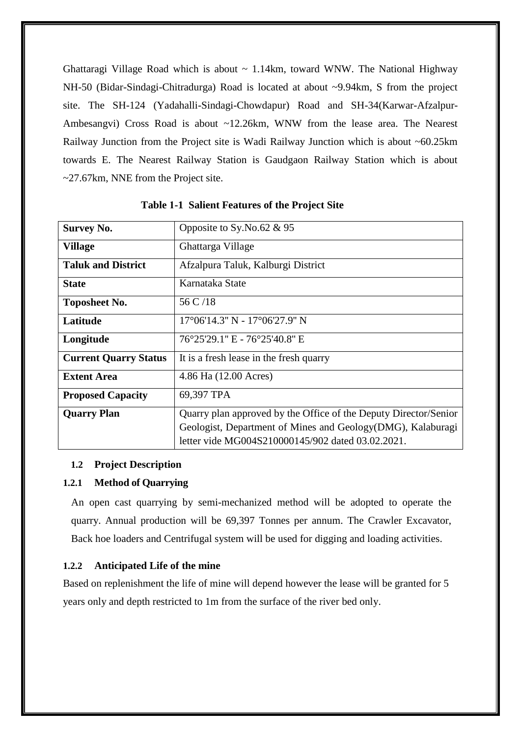Ghattaragi Village Road which is about ~ 1.14km, toward WNW. The National Highway NH-50 (Bidar-Sindagi-Chitradurga) Road is located at about ~9.94km, S from the project site. The SH-124 (Yadahalli-Sindagi-Chowdapur) Road and SH-34(Karwar-Afzalpur-Ambesangvi) Cross Road is about ~12.26km, WNW from the lease area. The Nearest Railway Junction from the Project site is Wadi Railway Junction which is about ~60.25km towards E. The Nearest Railway Station is Gaudgaon Railway Station which is about ~27.67km, NNE from the Project site.

**Table 1-1 Salient Features of the Project Site**

| | |
|---|---|
| **Survey No.** | Opposite to Sy.No.62 & 95 |
| **Village** | Ghattarga Village |
| **Taluk and District** | Afzalpura Taluk, Kalburgi District |
| **State** | Karnataka State |
| **Toposheet No.** | 56 C /18 |
| **Latitude** | 17°06'14.3" N - 17°06'27.9" N |
| **Longitude** | 76°25'29.1" E - 76°25'40.8" E |
| **Current Quarry Status** | It is a fresh lease in the fresh quarry |
| **Extent Area** | 4.86 Ha (12.00 Acres) |
| **Proposed Capacity** | 69,397 TPA |
| **Quarry Plan** | Quarry plan approved by the Office of the Deputy Director/Senior Geologist, Department of Mines and Geology(DMG), Kalaburagi letter vide MG004S210000145/902 dated 03.02.2021. |

### 1.2 Project Description

#### 1.2.1 Method of Quarrying

An open cast quarrying by semi-mechanized method will be adopted to operate the quarry. Annual production will be 69,397 Tonnes per annum. The Crawler Excavator, Back hoe loaders and Centrifugal system will be used for digging and loading activities.

#### 1.2.2 Anticipated Life of the mine

Based on replenishment the life of mine will depend however the lease will be granted for 5 years only and depth restricted to 1m from the surface of the river bed only.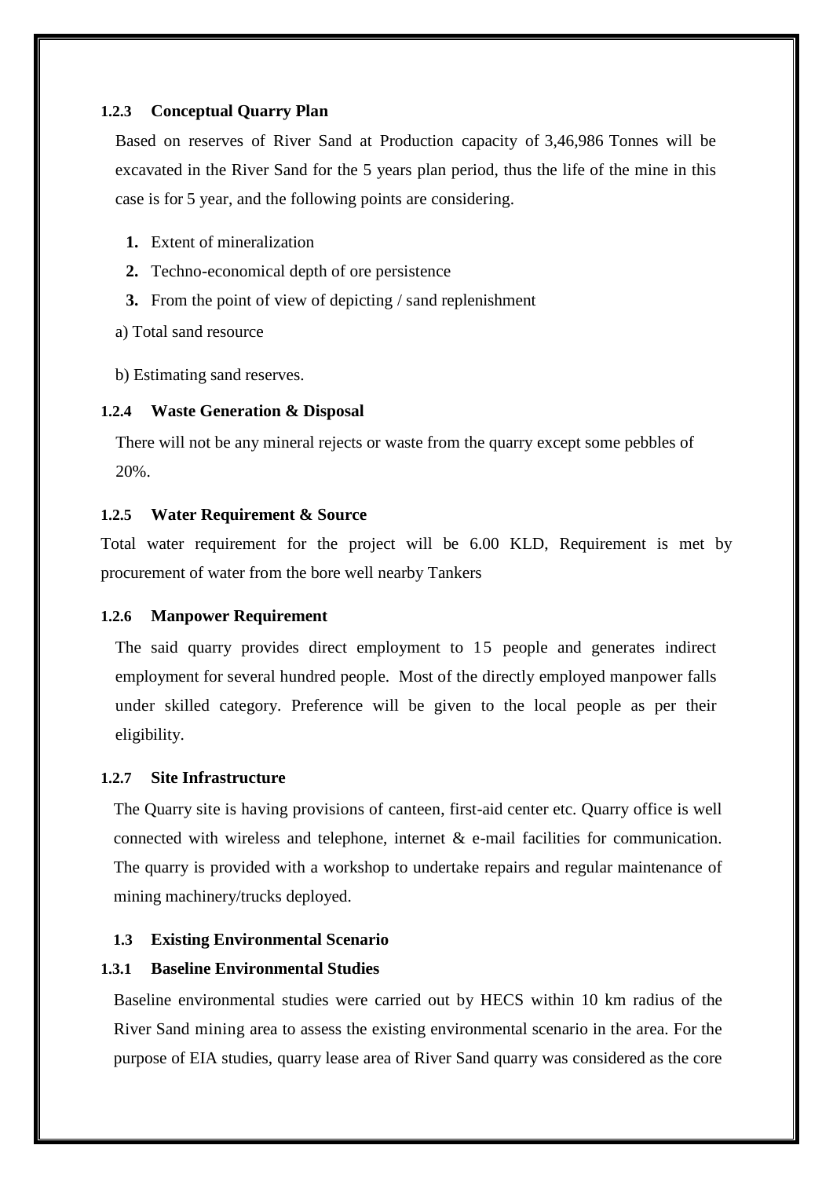### 1.2.3 Conceptual Quarry Plan

Based on reserves of River Sand at Production capacity of 3,46,986 Tonnes will be excavated in the River Sand for the 5 years plan period, thus the life of the mine in this case is for 5 year, and the following points are considering.

1. Extent of mineralization
2. Techno-economical depth of ore persistence
3. From the point of view of depicting / sand replenishment

a) Total sand resource

b) Estimating sand reserves.

### 1.2.4 Waste Generation & Disposal

There will not be any mineral rejects or waste from the quarry except some pebbles of 20%.

### 1.2.5 Water Requirement & Source

Total water requirement for the project will be 6.00 KLD, Requirement is met by procurement of water from the bore well nearby Tankers

### 1.2.6 Manpower Requirement

The said quarry provides direct employment to 15 people and generates indirect employment for several hundred people. Most of the directly employed manpower falls under skilled category. Preference will be given to the local people as per their eligibility.

### 1.2.7 Site Infrastructure

The Quarry site is having provisions of canteen, first-aid center etc. Quarry office is well connected with wireless and telephone, internet & e-mail facilities for communication. The quarry is provided with a workshop to undertake repairs and regular maintenance of mining machinery/trucks deployed.

## 1.3 Existing Environmental Scenario

### 1.3.1 Baseline Environmental Studies

Baseline environmental studies were carried out by HECS within 10 km radius of the River Sand mining area to assess the existing environmental scenario in the area. For the purpose of EIA studies, quarry lease area of River Sand quarry was considered as the core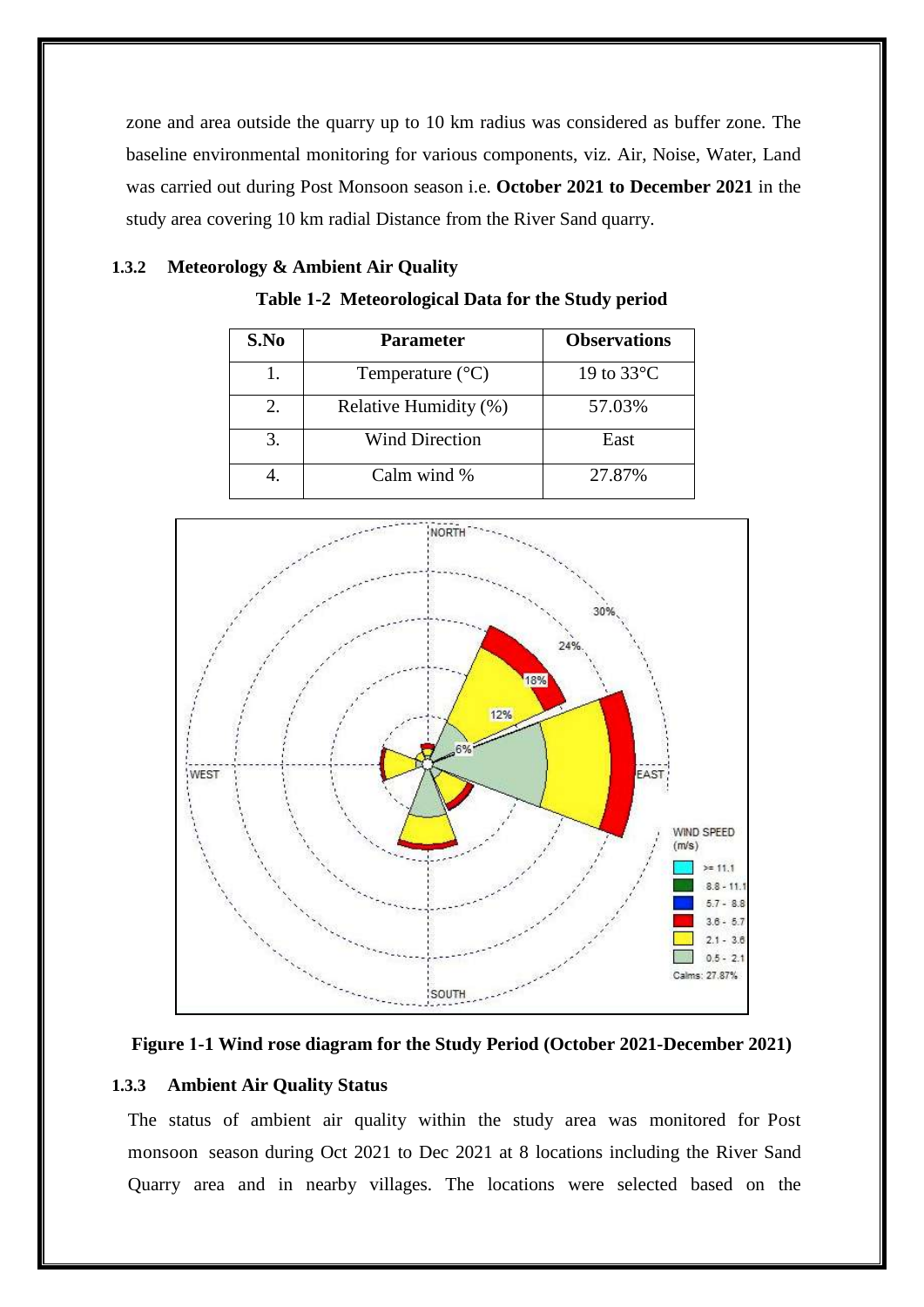zone and area outside the quarry up to 10 km radius was considered as buffer zone. The baseline environmental monitoring for various components, viz. Air, Noise, Water, Land was carried out during Post Monsoon season i.e. **October 2021 to December 2021** in the study area covering 10 km radial Distance from the River Sand quarry.

### 1.3.2 Meteorology & Ambient Air Quality

**Table 1-2 Meteorological Data for the Study period**

| S.No | Parameter | Observations |
|---|---|---|
| 1. | Temperature (°C) | 19 to 33°C |
| 2. | Relative Humidity (%) | 57.03% |
| 3. | Wind Direction | East |
| 4. | Calm wind % | 27.87% |

**Figure 1-1 Wind rose diagram for the Study Period (October 2021-December 2021)**

### 1.3.3 Ambient Air Quality Status

The status of ambient air quality within the study area was monitored for Post monsoon season during Oct 2021 to Dec 2021 at 8 locations including the River Sand Quarry area and in nearby villages. The locations were selected based on the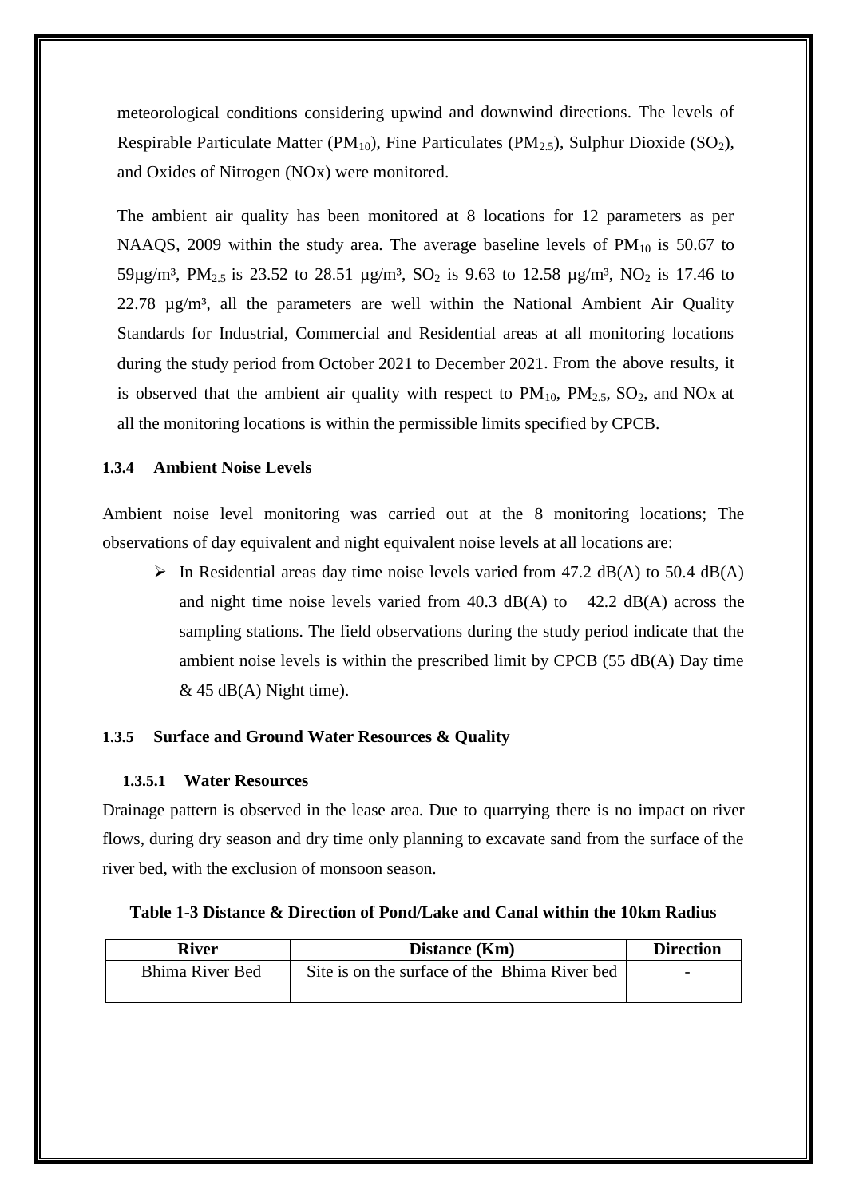meteorological conditions considering upwind and downwind directions. The levels of Respirable Particulate Matter ($PM_{10}$), Fine Particulates ($PM_{2.5}$), Sulphur Dioxide ($SO_2$), and Oxides of Nitrogen (NOx) were monitored.

The ambient air quality has been monitored at 8 locations for 12 parameters as per NAAQS, 2009 within the study area. The average baseline levels of $PM_{10}$ is 50.67 to 59µg/m³, $PM_{2.5}$ is 23.52 to 28.51 µg/m³, $SO_2$ is 9.63 to 12.58 µg/m³, $NO_2$ is 17.46 to 22.78 µg/m³, all the parameters are well within the National Ambient Air Quality Standards for Industrial, Commercial and Residential areas at all monitoring locations during the study period from October 2021 to December 2021. From the above results, it is observed that the ambient air quality with respect to $PM_{10}$, $PM_{2.5}$, $SO_2$, and NOx at all the monitoring locations is within the permissible limits specified by CPCB.

### 1.3.4 Ambient Noise Levels

Ambient noise level monitoring was carried out at the 8 monitoring locations; The observations of day equivalent and night equivalent noise levels at all locations are:

- In Residential areas day time noise levels varied from 47.2 dB(A) to 50.4 dB(A) and night time noise levels varied from 40.3 dB(A) to 42.2 dB(A) across the sampling stations. The field observations during the study period indicate that the ambient noise levels is within the prescribed limit by CPCB (55 dB(A) Day time & 45 dB(A) Night time).

### 1.3.5 Surface and Ground Water Resources & Quality

#### 1.3.5.1 Water Resources

Drainage pattern is observed in the lease area. Due to quarrying there is no impact on river flows, during dry season and dry time only planning to excavate sand from the surface of the river bed, with the exclusion of monsoon season.

**Table 1-3 Distance & Direction of Pond/Lake and Canal within the 10km Radius**

| River | Distance (Km) | Direction |
|---|---|---|
| Bhima River Bed | Site is on the surface of the Bhima River bed | - |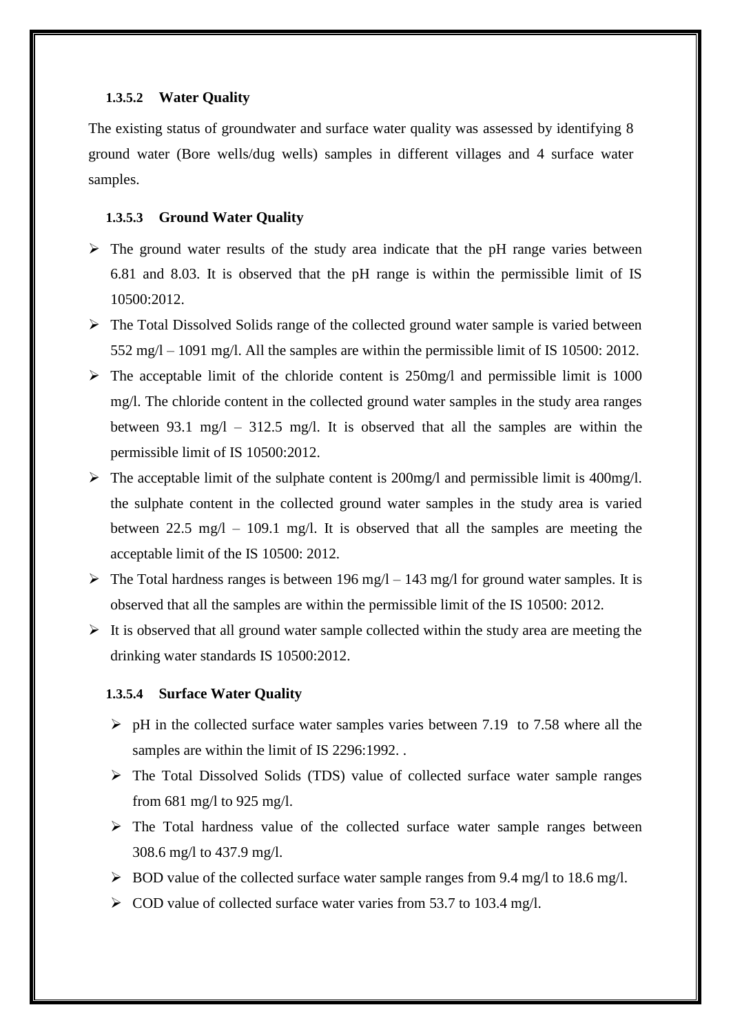#### 1.3.5.2 Water Quality

The existing status of groundwater and surface water quality was assessed by identifying 8 ground water (Bore wells/dug wells) samples in different villages and 4 surface water samples.

#### 1.3.5.3 Ground Water Quality

- The ground water results of the study area indicate that the pH range varies between 6.81 and 8.03. It is observed that the pH range is within the permissible limit of IS 10500:2012.
- The Total Dissolved Solids range of the collected ground water sample is varied between 552 mg/l – 1091 mg/l. All the samples are within the permissible limit of IS 10500: 2012.
- The acceptable limit of the chloride content is 250mg/l and permissible limit is 1000 mg/l. The chloride content in the collected ground water samples in the study area ranges between 93.1 mg/l – 312.5 mg/l. It is observed that all the samples are within the permissible limit of IS 10500:2012.
- The acceptable limit of the sulphate content is 200mg/l and permissible limit is 400mg/l. the sulphate content in the collected ground water samples in the study area is varied between 22.5 mg/l – 109.1 mg/l. It is observed that all the samples are meeting the acceptable limit of the IS 10500: 2012.
- The Total hardness ranges is between 196 mg/l – 143 mg/l for ground water samples. It is observed that all the samples are within the permissible limit of the IS 10500: 2012.
- It is observed that all ground water sample collected within the study area are meeting the drinking water standards IS 10500:2012.

#### 1.3.5.4 Surface Water Quality

- pH in the collected surface water samples varies between 7.19 to 7.58 where all the samples are within the limit of IS 2296:1992. .
- The Total Dissolved Solids (TDS) value of collected surface water sample ranges from 681 mg/l to 925 mg/l.
- The Total hardness value of the collected surface water sample ranges between 308.6 mg/l to 437.9 mg/l.
- BOD value of the collected surface water sample ranges from 9.4 mg/l to 18.6 mg/l.
- COD value of collected surface water varies from 53.7 to 103.4 mg/l.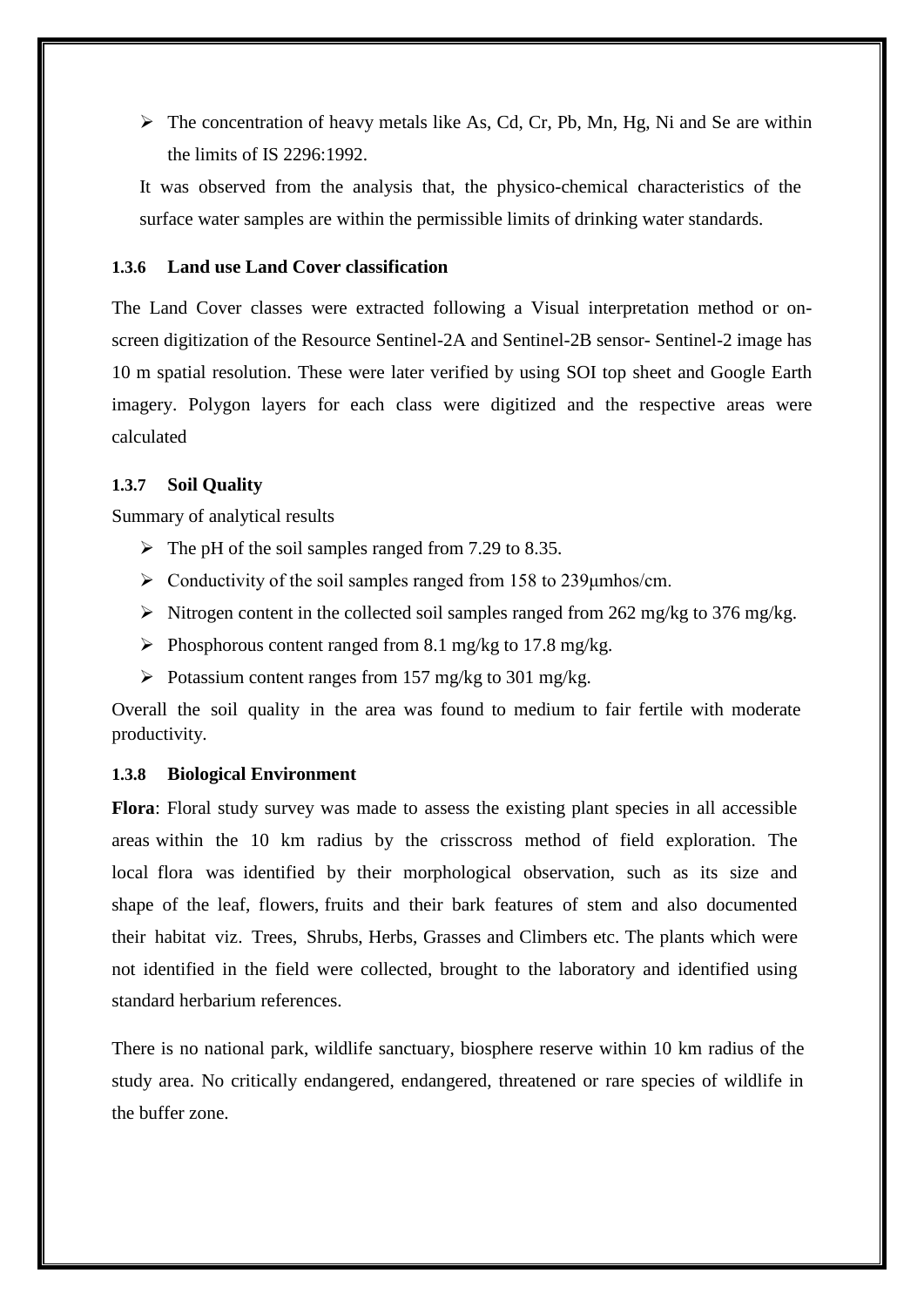- The concentration of heavy metals like As, Cd, Cr, Pb, Mn, Hg, Ni and Se are within the limits of IS 2296:1992.

It was observed from the analysis that, the physico-chemical characteristics of the surface water samples are within the permissible limits of drinking water standards.

### 1.3.6 Land use Land Cover classification

The Land Cover classes were extracted following a Visual interpretation method or on-screen digitization of the Resource Sentinel-2A and Sentinel-2B sensor- Sentinel-2 image has 10 m spatial resolution. These were later verified by using SOI top sheet and Google Earth imagery. Polygon layers for each class were digitized and the respective areas were calculated

### 1.3.7 Soil Quality

Summary of analytical results

- The pH of the soil samples ranged from 7.29 to 8.35.
- Conductivity of the soil samples ranged from 158 to 239μmhos/cm.
- Nitrogen content in the collected soil samples ranged from 262 mg/kg to 376 mg/kg.
- Phosphorous content ranged from 8.1 mg/kg to 17.8 mg/kg.
- Potassium content ranges from 157 mg/kg to 301 mg/kg.

Overall the soil quality in the area was found to medium to fair fertile with moderate productivity.

### 1.3.8 Biological Environment

**Flora**: Floral study survey was made to assess the existing plant species in all accessible areas within the 10 km radius by the crisscross method of field exploration. The local flora was identified by their morphological observation, such as its size and shape of the leaf, flowers, fruits and their bark features of stem and also documented their habitat viz. Trees, Shrubs, Herbs, Grasses and Climbers etc. The plants which were not identified in the field were collected, brought to the laboratory and identified using standard herbarium references.

There is no national park, wildlife sanctuary, biosphere reserve within 10 km radius of the study area. No critically endangered, endangered, threatened or rare species of wildlife in the buffer zone.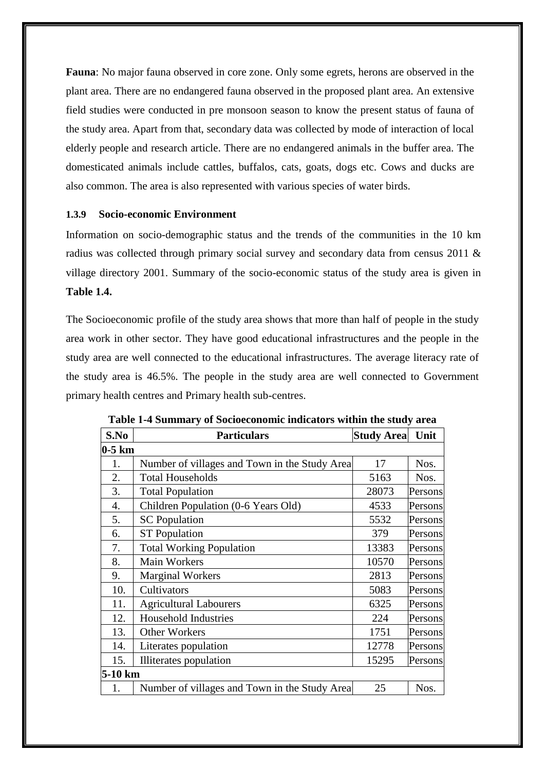**Fauna**: No major fauna observed in core zone. Only some egrets, herons are observed in the plant area. There are no endangered fauna observed in the proposed plant area. An extensive field studies were conducted in pre monsoon season to know the present status of fauna of the study area. Apart from that, secondary data was collected by mode of interaction of local elderly people and research article. There are no endangered animals in the buffer area. The domesticated animals include cattles, buffalos, cats, goats, dogs etc. Cows and ducks are also common. The area is also represented with various species of water birds.

### 1.3.9 Socio-economic Environment

Information on socio-demographic status and the trends of the communities in the 10 km radius was collected through primary social survey and secondary data from census 2011 & village directory 2001. Summary of the socio-economic status of the study area is given in **Table 1.4.**

The Socioeconomic profile of the study area shows that more than half of people in the study area work in other sector. They have good educational infrastructures and the people in the study area are well connected to the educational infrastructures. The average literacy rate of the study area is 46.5%. The people in the study area are well connected to Government primary health centres and Primary health sub-centres.

**Table 1-4 Summary of Socioeconomic indicators within the study area**

| S.No | Particulars | Study Area | Unit |
|---|---|---|---|
| **0-5 km** | | | |
| 1. | Number of villages and Town in the Study Area | 17 | Nos. |
| 2. | Total Households | 5163 | Nos. |
| 3. | Total Population | 28073 | Persons |
| 4. | Children Population (0-6 Years Old) | 4533 | Persons |
| 5. | SC Population | 5532 | Persons |
| 6. | ST Population | 379 | Persons |
| 7. | Total Working Population | 13383 | Persons |
| 8. | Main Workers | 10570 | Persons |
| 9. | Marginal Workers | 2813 | Persons |
| 10. | Cultivators | 5083 | Persons |
| 11. | Agricultural Labourers | 6325 | Persons |
| 12. | Household Industries | 224 | Persons |
| 13. | Other Workers | 1751 | Persons |
| 14. | Literates population | 12778 | Persons |
| 15. | Illiterates population | 15295 | Persons |
| **5-10 km** | | | |
| 1. | Number of villages and Town in the Study Area | 25 | Nos. |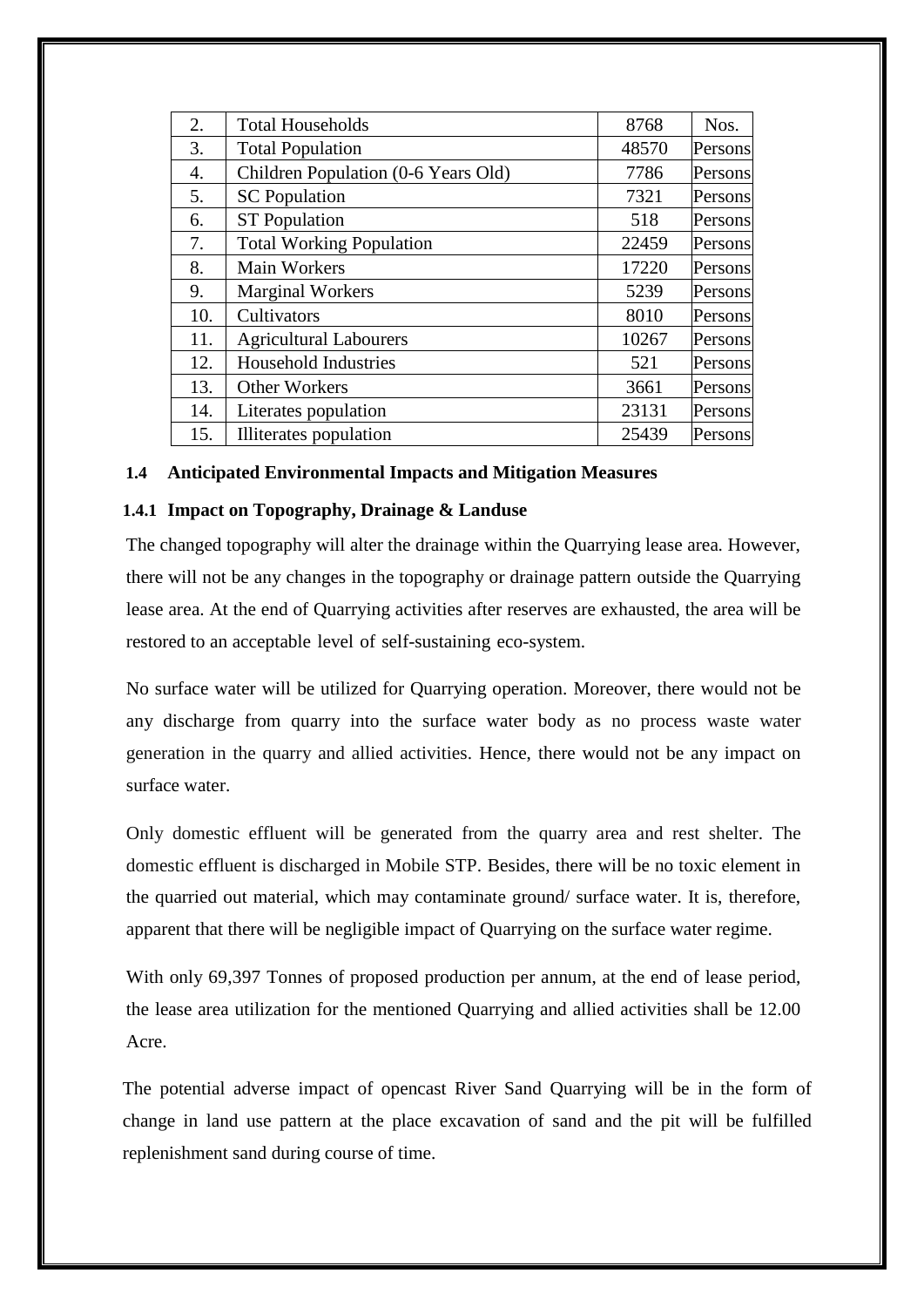| 2. | Total Households | 8768 | Nos. |
|---|---|---|---|
| 3. | Total Population | 48570 | Persons |
| 4. | Children Population (0-6 Years Old) | 7786 | Persons |
| 5. | SC Population | 7321 | Persons |
| 6. | ST Population | 518 | Persons |
| 7. | Total Working Population | 22459 | Persons |
| 8. | Main Workers | 17220 | Persons |
| 9. | Marginal Workers | 5239 | Persons |
| 10. | Cultivators | 8010 | Persons |
| 11. | Agricultural Labourers | 10267 | Persons |
| 12. | Household Industries | 521 | Persons |
| 13. | Other Workers | 3661 | Persons |
| 14. | Literates population | 23131 | Persons |
| 15. | Illiterates population | 25439 | Persons |

### 1.4 Anticipated Environmental Impacts and Mitigation Measures

#### 1.4.1 Impact on Topography, Drainage & Landuse

The changed topography will alter the drainage within the Quarrying lease area. However, there will not be any changes in the topography or drainage pattern outside the Quarrying lease area. At the end of Quarrying activities after reserves are exhausted, the area will be restored to an acceptable level of self-sustaining eco-system.

No surface water will be utilized for Quarrying operation. Moreover, there would not be any discharge from quarry into the surface water body as no process waste water generation in the quarry and allied activities. Hence, there would not be any impact on surface water.

Only domestic effluent will be generated from the quarry area and rest shelter. The domestic effluent is discharged in Mobile STP. Besides, there will be no toxic element in the quarried out material, which may contaminate ground/ surface water. It is, therefore, apparent that there will be negligible impact of Quarrying on the surface water regime.

With only 69,397 Tonnes of proposed production per annum, at the end of lease period, the lease area utilization for the mentioned Quarrying and allied activities shall be 12.00 Acre.

The potential adverse impact of opencast River Sand Quarrying will be in the form of change in land use pattern at the place excavation of sand and the pit will be fulfilled replenishment sand during course of time.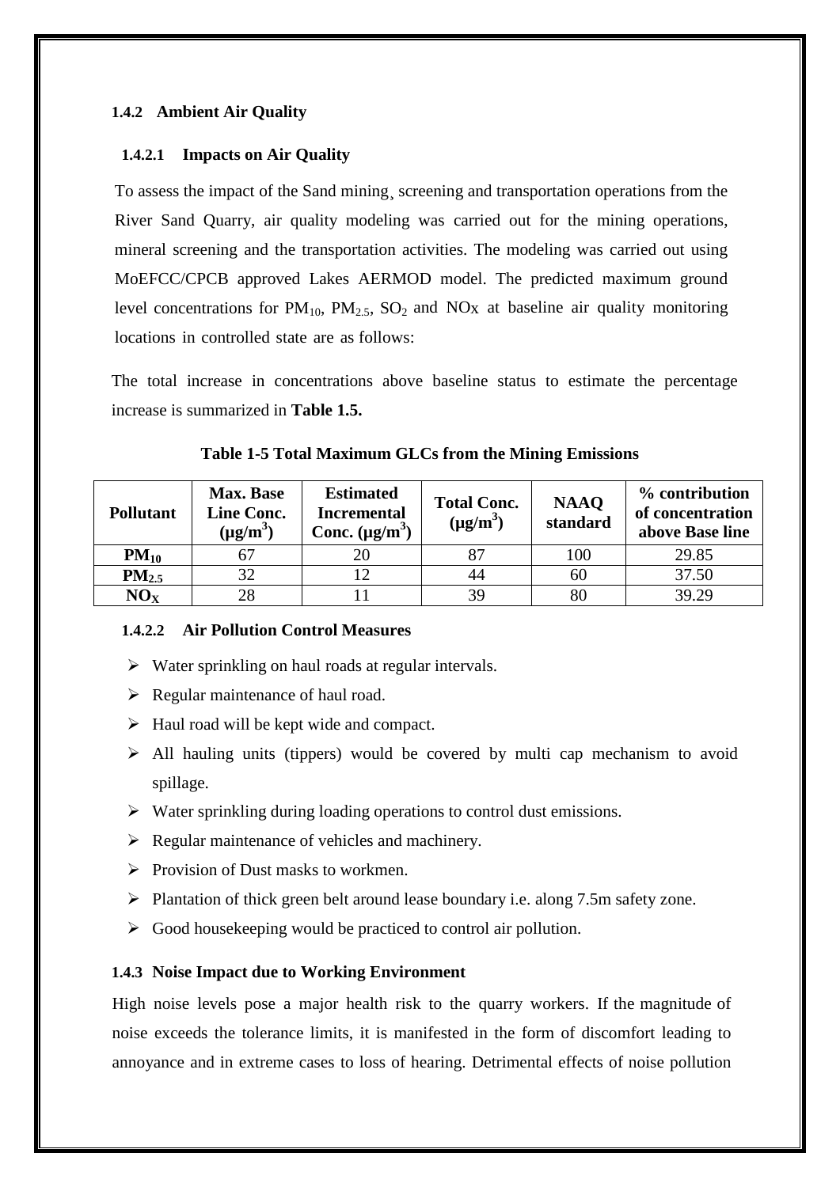### 1.4.2 Ambient Air Quality

#### 1.4.2.1 Impacts on Air Quality

To assess the impact of the Sand mining¸ screening and transportation operations from the River Sand Quarry, air quality modeling was carried out for the mining operations, mineral screening and the transportation activities. The modeling was carried out using MoEFCC/CPCB approved Lakes AERMOD model. The predicted maximum ground level concentrations for $PM_{10}$, $PM_{2.5}$, $SO_2$ and NOx at baseline air quality monitoring locations in controlled state are as follows:

The total increase in concentrations above baseline status to estimate the percentage increase is summarized in **Table 1.5.**

**Table 1-5 Total Maximum GLCs from the Mining Emissions**

| Pollutant | Max. Base Line Conc. (µg/m$^3$) | Estimated Incremental Conc. (µg/m$^3$) | Total Conc. (µg/m$^3$) | NAAQ standard | % contribution of concentration above Base line |
|---|---|---|---|---|---|
| $PM_{10}$ | 67 | 20 | 87 | 100 | 29.85 |
| $PM_{2.5}$ | 32 | 12 | 44 | 60 | 37.50 |
| $NO_X$ | 28 | 11 | 39 | 80 | 39.29 |

#### 1.4.2.2 Air Pollution Control Measures

- Water sprinkling on haul roads at regular intervals.
- Regular maintenance of haul road.
- Haul road will be kept wide and compact.
- All hauling units (tippers) would be covered by multi cap mechanism to avoid spillage.
- Water sprinkling during loading operations to control dust emissions.
- Regular maintenance of vehicles and machinery.
- Provision of Dust masks to workmen.
- Plantation of thick green belt around lease boundary i.e. along 7.5m safety zone.
- Good housekeeping would be practiced to control air pollution.

### 1.4.3 Noise Impact due to Working Environment

High noise levels pose a major health risk to the quarry workers. If the magnitude of noise exceeds the tolerance limits, it is manifested in the form of discomfort leading to annoyance and in extreme cases to loss of hearing. Detrimental effects of noise pollution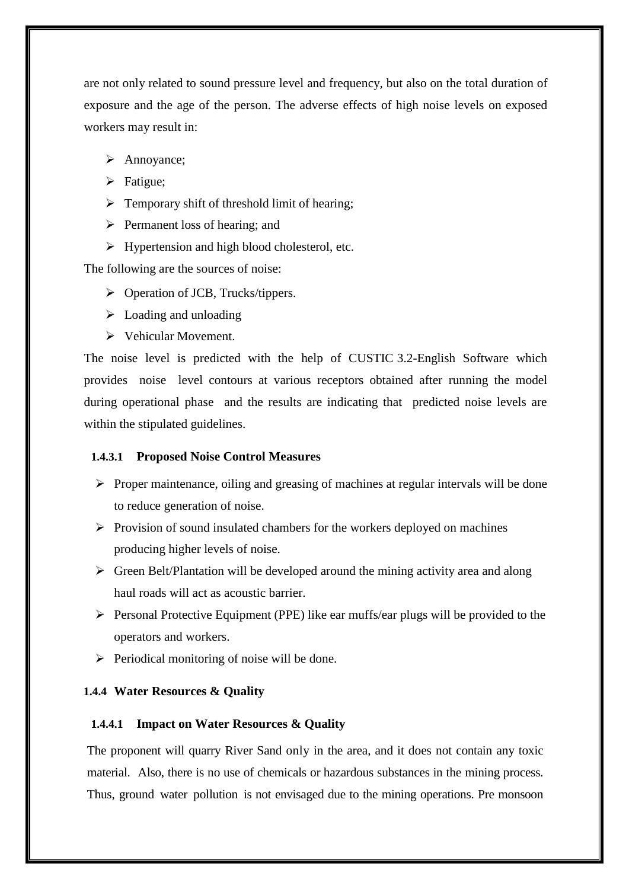are not only related to sound pressure level and frequency, but also on the total duration of exposure and the age of the person. The adverse effects of high noise levels on exposed workers may result in:

- Annoyance;
- Fatigue;
- Temporary shift of threshold limit of hearing;
- Permanent loss of hearing; and
- Hypertension and high blood cholesterol, etc.

The following are the sources of noise:

- Operation of JCB, Trucks/tippers.
- Loading and unloading
- Vehicular Movement.

The noise level is predicted with the help of CUSTIC 3.2-English Software which provides noise level contours at various receptors obtained after running the model during operational phase and the results are indicating that predicted noise levels are within the stipulated guidelines.

#### 1.4.3.1 Proposed Noise Control Measures

- Proper maintenance, oiling and greasing of machines at regular intervals will be done to reduce generation of noise.
- Provision of sound insulated chambers for the workers deployed on machines producing higher levels of noise.
- Green Belt/Plantation will be developed around the mining activity area and along haul roads will act as acoustic barrier.
- Personal Protective Equipment (PPE) like ear muffs/ear plugs will be provided to the operators and workers.
- Periodical monitoring of noise will be done.

### 1.4.4 Water Resources & Quality

#### 1.4.4.1 Impact on Water Resources & Quality

The proponent will quarry River Sand only in the area, and it does not contain any toxic material. Also, there is no use of chemicals or hazardous substances in the mining process. Thus, ground water pollution is not envisaged due to the mining operations. Pre monsoon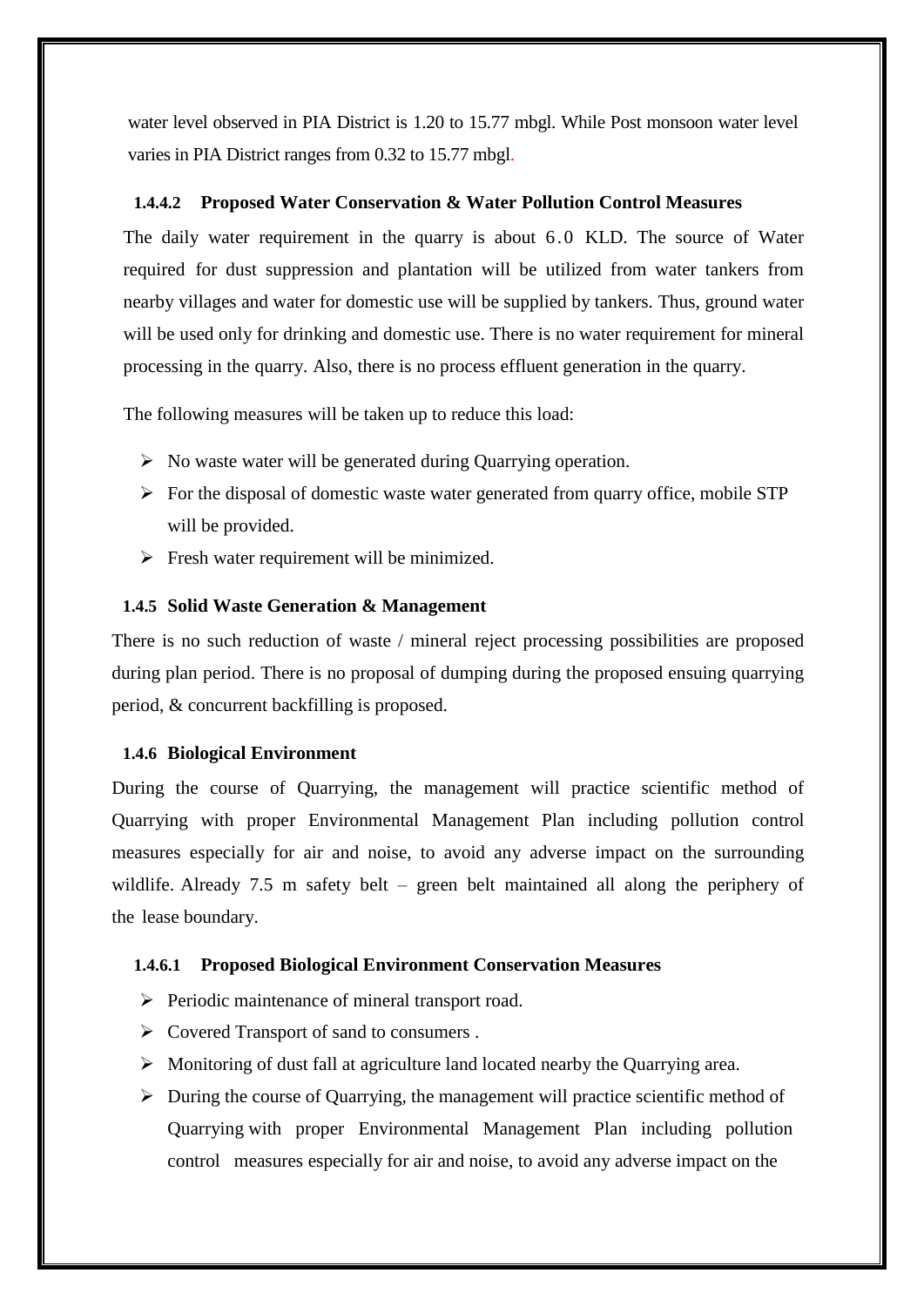water level observed in PIA District is 1.20 to 15.77 mbgl. While Post monsoon water level varies in PIA District ranges from 0.32 to 15.77 mbgl.

#### 1.4.4.2 Proposed Water Conservation & Water Pollution Control Measures

The daily water requirement in the quarry is about 6.0 KLD. The source of Water required for dust suppression and plantation will be utilized from water tankers from nearby villages and water for domestic use will be supplied by tankers. Thus, ground water will be used only for drinking and domestic use. There is no water requirement for mineral processing in the quarry. Also, there is no process effluent generation in the quarry.

The following measures will be taken up to reduce this load:

- No waste water will be generated during Quarrying operation.
- For the disposal of domestic waste water generated from quarry office, mobile STP will be provided.
- Fresh water requirement will be minimized.

### 1.4.5 Solid Waste Generation & Management

There is no such reduction of waste / mineral reject processing possibilities are proposed during plan period. There is no proposal of dumping during the proposed ensuing quarrying period, & concurrent backfilling is proposed.

### 1.4.6 Biological Environment

During the course of Quarrying, the management will practice scientific method of Quarrying with proper Environmental Management Plan including pollution control measures especially for air and noise, to avoid any adverse impact on the surrounding wildlife. Already 7.5 m safety belt – green belt maintained all along the periphery of the lease boundary.

#### 1.4.6.1 Proposed Biological Environment Conservation Measures

- Periodic maintenance of mineral transport road.
- Covered Transport of sand to consumers .
- Monitoring of dust fall at agriculture land located nearby the Quarrying area.
- During the course of Quarrying, the management will practice scientific method of Quarrying with proper Environmental Management Plan including pollution control measures especially for air and noise, to avoid any adverse impact on the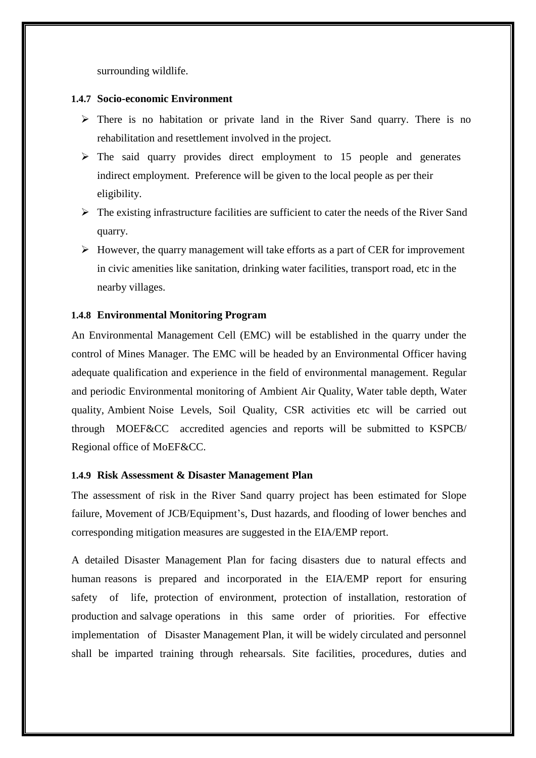surrounding wildlife.

### 1.4.7 Socio-economic Environment

- There is no habitation or private land in the River Sand quarry. There is no rehabilitation and resettlement involved in the project.
- The said quarry provides direct employment to 15 people and generates indirect employment. Preference will be given to the local people as per their eligibility.
- The existing infrastructure facilities are sufficient to cater the needs of the River Sand quarry.
- However, the quarry management will take efforts as a part of CER for improvement in civic amenities like sanitation, drinking water facilities, transport road, etc in the nearby villages.

### 1.4.8 Environmental Monitoring Program

An Environmental Management Cell (EMC) will be established in the quarry under the control of Mines Manager. The EMC will be headed by an Environmental Officer having adequate qualification and experience in the field of environmental management. Regular and periodic Environmental monitoring of Ambient Air Quality, Water table depth, Water quality, Ambient Noise Levels, Soil Quality, CSR activities etc will be carried out through MOEF&CC accredited agencies and reports will be submitted to KSPCB/ Regional office of MoEF&CC.

### 1.4.9 Risk Assessment & Disaster Management Plan

The assessment of risk in the River Sand quarry project has been estimated for Slope failure, Movement of JCB/Equipment's, Dust hazards, and flooding of lower benches and corresponding mitigation measures are suggested in the EIA/EMP report.

A detailed Disaster Management Plan for facing disasters due to natural effects and human reasons is prepared and incorporated in the EIA/EMP report for ensuring safety of life, protection of environment, protection of installation, restoration of production and salvage operations in this same order of priorities. For effective implementation of Disaster Management Plan, it will be widely circulated and personnel shall be imparted training through rehearsals. Site facilities, procedures, duties and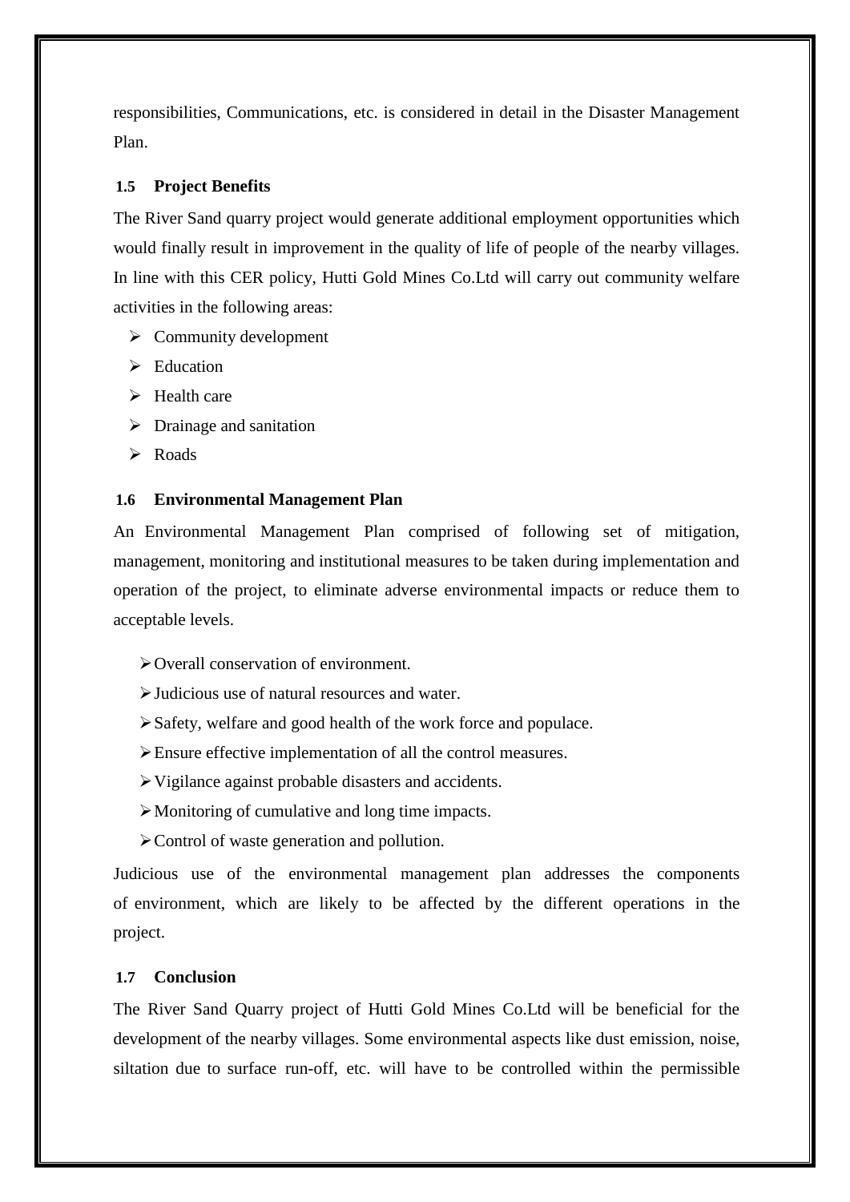responsibilities, Communications, etc. is considered in detail in the Disaster Management Plan.

### 1.5 Project Benefits

The River Sand quarry project would generate additional employment opportunities which would finally result in improvement in the quality of life of people of the nearby villages. In line with this CER policy, Hutti Gold Mines Co.Ltd will carry out community welfare activities in the following areas:

- Community development
- Education
- Health care
- Drainage and sanitation
- Roads

### 1.6 Environmental Management Plan

An Environmental Management Plan comprised of following set of mitigation, management, monitoring and institutional measures to be taken during implementation and operation of the project, to eliminate adverse environmental impacts or reduce them to acceptable levels.

- Overall conservation of environment.
- Judicious use of natural resources and water.
- Safety, welfare and good health of the work force and populace.
- Ensure effective implementation of all the control measures.
- Vigilance against probable disasters and accidents.
- Monitoring of cumulative and long time impacts.
- Control of waste generation and pollution.

Judicious use of the environmental management plan addresses the components of environment, which are likely to be affected by the different operations in the project.

### 1.7 Conclusion

The River Sand Quarry project of Hutti Gold Mines Co.Ltd will be beneficial for the development of the nearby villages. Some environmental aspects like dust emission, noise, siltation due to surface run-off, etc. will have to be controlled within the permissible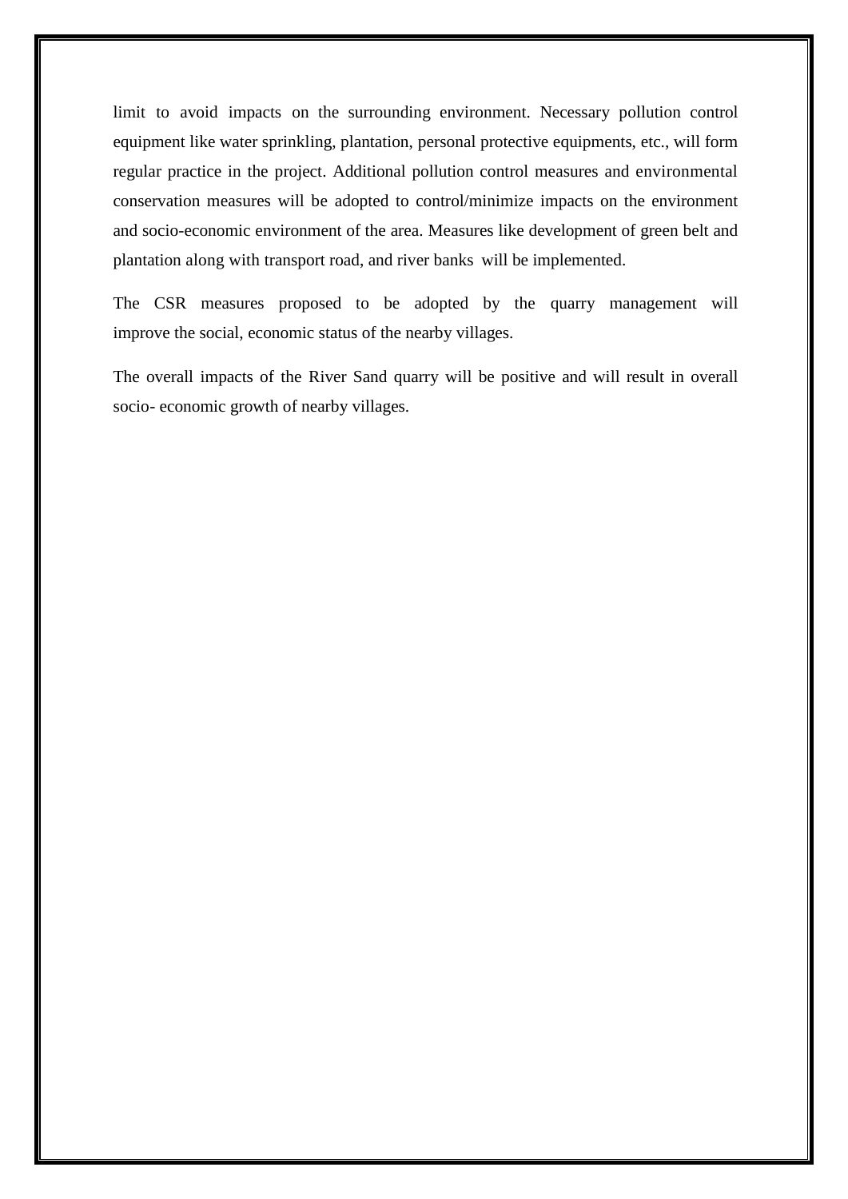limit to avoid impacts on the surrounding environment. Necessary pollution control equipment like water sprinkling, plantation, personal protective equipments, etc., will form regular practice in the project. Additional pollution control measures and environmental conservation measures will be adopted to control/minimize impacts on the environment and socio-economic environment of the area. Measures like development of green belt and plantation along with transport road, and river banks will be implemented.

The CSR measures proposed to be adopted by the quarry management will improve the social, economic status of the nearby villages.

The overall impacts of the River Sand quarry will be positive and will result in overall socio- economic growth of nearby villages.